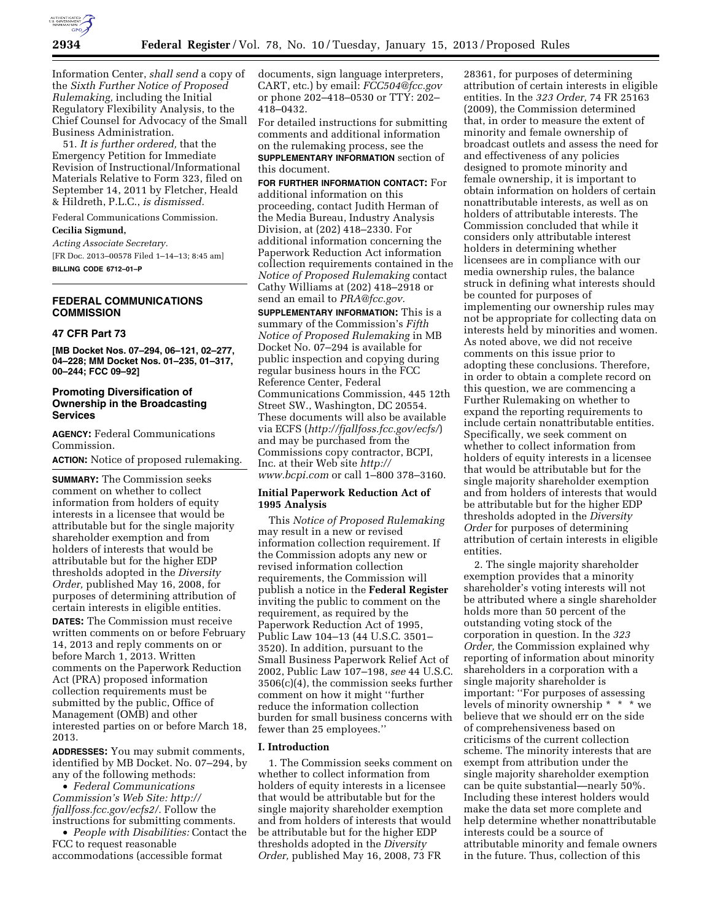Information Center, *shall send* a copy of the *Sixth Further Notice of Proposed Rulemaking,* including the Initial Regulatory Flexibility Analysis, to the Chief Counsel for Advocacy of the Small Business Administration.

51. *It is further ordered,* that the Emergency Petition for Immediate Revision of Instructional/Informational Materials Relative to Form 323, filed on September 14, 2011 by Fletcher, Heald & Hildreth, P.L.C., *is dismissed.*

Federal Communications Commission.

**Cecilia Sigmund,**

*Acting Associate Secretary.*

[FR Doc. 2013–00578 Filed 1–14–13; 8:45 am]

**BILLING CODE 6712–01–P**

---

## FEDERAL COMMUNICATIONS COMMISSION

### 47 CFR Part 73

**[MB Docket Nos. 07–294, 06–121, 02–277, 04–228; MM Docket Nos. 01–235, 01–317, 00–244; FCC 09–92]**

### Promoting Diversification of Ownership in the Broadcasting Services

**AGENCY:** Federal Communications Commission.

**ACTION:** Notice of proposed rulemaking.

**SUMMARY:** The Commission seeks comment on whether to collect information from holders of equity interests in a licensee that would be attributable but for the single majority shareholder exemption and from holders of interests that would be attributable but for the higher EDP thresholds adopted in the *Diversity Order,* published May 16, 2008, for purposes of determining attribution of certain interests in eligible entities.

**DATES:** The Commission must receive written comments on or before February 14, 2013 and reply comments on or before March 1, 2013. Written comments on the Paperwork Reduction Act (PRA) proposed information collection requirements must be submitted by the public, Office of Management (OMB) and other interested parties on or before March 18, 2013.

**ADDRESSES:** You may submit comments, identified by MB Docket. No. 07–294, by any of the following methods:

- *Federal Communications Commission's Web Site: http://fjallfoss.fcc.gov/ecfs2/.* Follow the instructions for submitting comments.
- *People with Disabilities:* Contact the FCC to request reasonable accommodations (accessible format documents, sign language interpreters, CART, etc.) by email: *FCC504@fcc.gov* or phone 202–418–0530 or TTY: 202–418–0432.

For detailed instructions for submitting comments and additional information on the rulemaking process, see the **SUPPLEMENTARY INFORMATION** section of this document.

**FOR FURTHER INFORMATION CONTACT:** For additional information on this proceeding, contact Judith Herman of the Media Bureau, Industry Analysis Division, at (202) 418–2330. For additional information concerning the Paperwork Reduction Act information collection requirements contained in the *Notice of Proposed Rulemaking* contact Cathy Williams at (202) 418–2918 or send an email to *PRA@fcc.gov.*

**SUPPLEMENTARY INFORMATION:** This is a summary of the Commission's *Fifth Notice of Proposed Rulemaking* in MB Docket No. 07–294 is available for public inspection and copying during regular business hours in the FCC Reference Center, Federal Communications Commission, 445 12th Street SW., Washington, DC 20554. These documents will also be available via ECFS (*http://fjallfoss.fcc.gov/ecfs/*) and may be purchased from the Commissions copy contractor, BCPI, Inc. at their Web site *http://www.bcpi.com* or call 1–800 378–3160.

#### Initial Paperwork Reduction Act of 1995 Analysis

This *Notice of Proposed Rulemaking* may result in a new or revised information collection requirement. If the Commission adopts any new or revised information collection requirements, the Commission will publish a notice in the **Federal Register** inviting the public to comment on the requirement, as required by the Paperwork Reduction Act of 1995, Public Law 104–13 (44 U.S.C. 3501–3520). In addition, pursuant to the Small Business Paperwork Relief Act of 2002, Public Law 107–198, *see* 44 U.S.C. 3506(c)(4), the commission seeks further comment on how it might ''further reduce the information collection burden for small business concerns with fewer than 25 employees.''

#### I. Introduction

1. The Commission seeks comment on whether to collect information from holders of equity interests in a licensee that would be attributable but for the single majority shareholder exemption and from holders of interests that would be attributable but for the higher EDP thresholds adopted in the *Diversity Order,* published May 16, 2008, 73 FR 28361, for purposes of determining attribution of certain interests in eligible entities. In the *323 Order,* 74 FR 25163 (2009), the Commission determined that, in order to measure the extent of minority and female ownership of broadcast outlets and assess the need for and effectiveness of any policies designed to promote minority and female ownership, it is important to obtain information on holders of certain nonattributable interests, as well as on holders of attributable interests. The Commission concluded that while it considers only attributable interest holders in determining whether licensees are in compliance with our media ownership rules, the balance struck in defining what interests should be counted for purposes of implementing our ownership rules may not be appropriate for collecting data on interests held by minorities and women. As noted above, we did not receive comments on this issue prior to adopting these conclusions. Therefore, in order to obtain a complete record on this question, we are commencing a Further Rulemaking on whether to expand the reporting requirements to include certain nonattributable entities. Specifically, we seek comment on whether to collect information from holders of equity interests in a licensee that would be attributable but for the single majority shareholder exemption and from holders of interests that would be attributable but for the higher EDP thresholds adopted in the *Diversity Order* for purposes of determining attribution of certain interests in eligible entities.

2. The single majority shareholder exemption provides that a minority shareholder's voting interests will not be attributed where a single shareholder holds more than 50 percent of the outstanding voting stock of the corporation in question. In the *323 Order,* the Commission explained why reporting of information about minority shareholders in a corporation with a single majority shareholder is important: ''For purposes of assessing levels of minority ownership * * * we believe that we should err on the side of comprehensiveness based on criticisms of the current collection scheme. The minority interests that are exempt from attribution under the single majority shareholder exemption can be quite substantial—nearly 50%. Including these interest holders would make the data set more complete and help determine whether nonattributable interests could be a source of attributable minority and female owners in the future. Thus, collection of this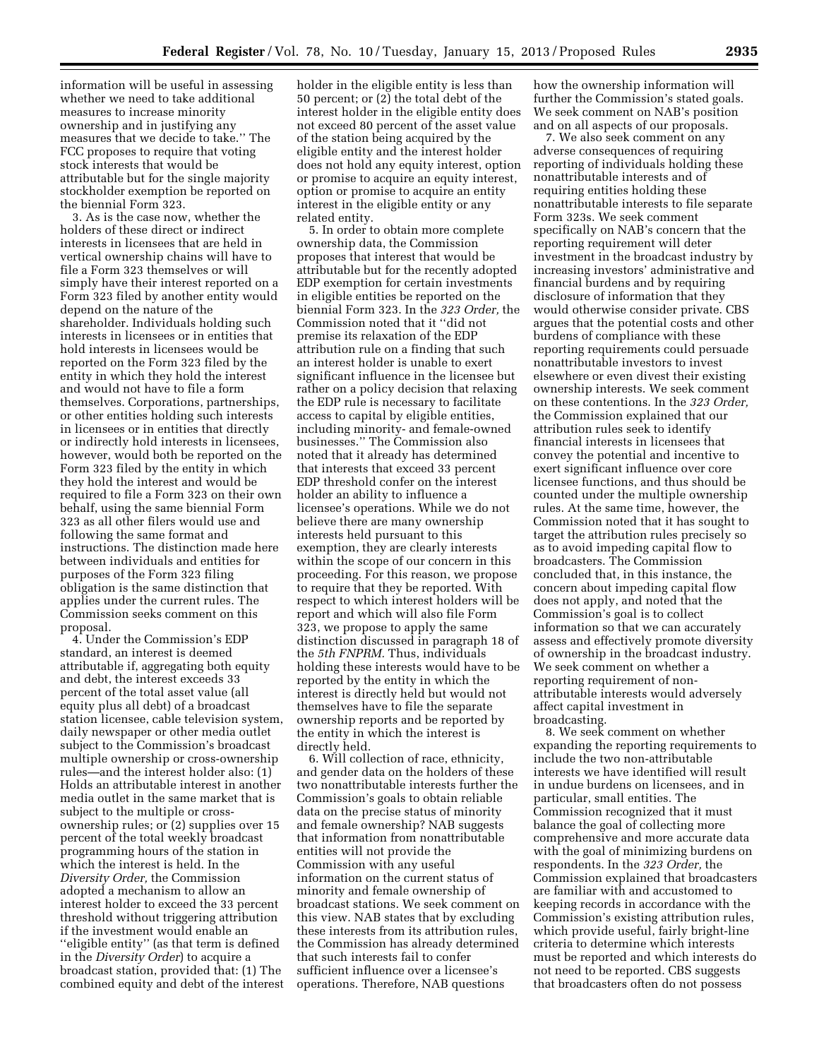information will be useful in assessing whether we need to take additional measures to increase minority ownership and in justifying any measures that we decide to take.'' The FCC proposes to require that voting stock interests that would be attributable but for the single majority stockholder exemption be reported on the biennial Form 323.

3. As is the case now, whether the holders of these direct or indirect interests in licensees that are held in vertical ownership chains will have to file a Form 323 themselves or will simply have their interest reported on a Form 323 filed by another entity would depend on the nature of the shareholder. Individuals holding such interests in licensees or in entities that hold interests in licensees would be reported on the Form 323 filed by the entity in which they hold the interest and would not have to file a form themselves. Corporations, partnerships, or other entities holding such interests in licensees or in entities that directly or indirectly hold interests in licensees, however, would both be reported on the Form 323 filed by the entity in which they hold the interest and would be required to file a Form 323 on their own behalf, using the same biennial Form 323 as all other filers would use and following the same format and instructions. The distinction made here between individuals and entities for purposes of the Form 323 filing obligation is the same distinction that applies under the current rules. The Commission seeks comment on this proposal.

4. Under the Commission's EDP standard, an interest is deemed attributable if, aggregating both equity and debt, the interest exceeds 33 percent of the total asset value (all equity plus all debt) of a broadcast station licensee, cable television system, daily newspaper or other media outlet subject to the Commission's broadcast multiple ownership or cross-ownership rules—and the interest holder also: (1) Holds an attributable interest in another media outlet in the same market that is subject to the multiple or cross-ownership rules; or (2) supplies over 15 percent of the total weekly broadcast programming hours of the station in which the interest is held. In the *Diversity Order,* the Commission adopted a mechanism to allow an interest holder to exceed the 33 percent threshold without triggering attribution if the investment would enable an ''eligible entity'' (as that term is defined in the *Diversity Order*) to acquire a broadcast station, provided that: (1) The combined equity and debt of the interest holder in the eligible entity is less than 50 percent; or (2) the total debt of the interest holder in the eligible entity does not exceed 80 percent of the asset value of the station being acquired by the eligible entity and the interest holder does not hold any equity interest, option or promise to acquire an equity interest, option or promise to acquire an entity interest in the eligible entity or any related entity.

5. In order to obtain more complete ownership data, the Commission proposes that interest that would be attributable but for the recently adopted EDP exemption for certain investments in eligible entities be reported on the biennial Form 323. In the *323 Order,* the Commission noted that it ''did not premise its relaxation of the EDP attribution rule on a finding that such an interest holder is unable to exert significant influence in the licensee but rather on a policy decision that relaxing the EDP rule is necessary to facilitate access to capital by eligible entities, including minority- and female-owned businesses.'' The Commission also noted that it already has determined that interests that exceed 33 percent EDP threshold confer on the interest holder an ability to influence a licensee's operations. While we do not believe there are many ownership interests held pursuant to this exemption, they are clearly interests within the scope of our concern in this proceeding. For this reason, we propose to require that they be reported. With respect to which interest holders will be report and which will also file Form 323, we propose to apply the same distinction discussed in paragraph 18 of the *5th FNPRM.* Thus, individuals holding these interests would have to be reported by the entity in which the interest is directly held but would not themselves have to file the separate ownership reports and be reported by the entity in which the interest is directly held.

6. Will collection of race, ethnicity, and gender data on the holders of these two nonattributable interests further the Commission's goals to obtain reliable data on the precise status of minority and female ownership? NAB suggests that information from nonattributable entities will not provide the Commission with any useful information on the current status of minority and female ownership of broadcast stations. We seek comment on this view. NAB states that by excluding these interests from its attribution rules, the Commission has already determined that such interests fail to confer sufficient influence over a licensee's operations. Therefore, NAB questions how the ownership information will further the Commission's stated goals. We seek comment on NAB's position and on all aspects of our proposals.

7. We also seek comment on any adverse consequences of requiring reporting of individuals holding these nonattributable interests and of requiring entities holding these nonattributable interests to file separate Form 323s. We seek comment specifically on NAB's concern that the reporting requirement will deter investment in the broadcast industry by increasing investors' administrative and financial burdens and by requiring disclosure of information that they would otherwise consider private. CBS argues that the potential costs and other burdens of compliance with these reporting requirements could persuade nonattributable investors to invest elsewhere or even divest their existing ownership interests. We seek comment on these contentions. In the *323 Order,* the Commission explained that our attribution rules seek to identify financial interests in licensees that convey the potential and incentive to exert significant influence over core licensee functions, and thus should be counted under the multiple ownership rules. At the same time, however, the Commission noted that it has sought to target the attribution rules precisely so as to avoid impeding capital flow to broadcasters. The Commission concluded that, in this instance, the concern about impeding capital flow does not apply, and noted that the Commission's goal is to collect information so that we can accurately assess and effectively promote diversity of ownership in the broadcast industry. We seek comment on whether a reporting requirement of non-attributable interests would adversely affect capital investment in broadcasting.

8. We seek comment on whether expanding the reporting requirements to include the two non-attributable interests we have identified will result in undue burdens on licensees, and in particular, small entities. The Commission recognized that it must balance the goal of collecting more comprehensive and more accurate data with the goal of minimizing burdens on respondents. In the *323 Order,* the Commission explained that broadcasters are familiar with and accustomed to keeping records in accordance with the Commission's existing attribution rules, which provide useful, fairly bright-line criteria to determine which interests must be reported and which interests do not need to be reported. CBS suggests that broadcasters often do not possess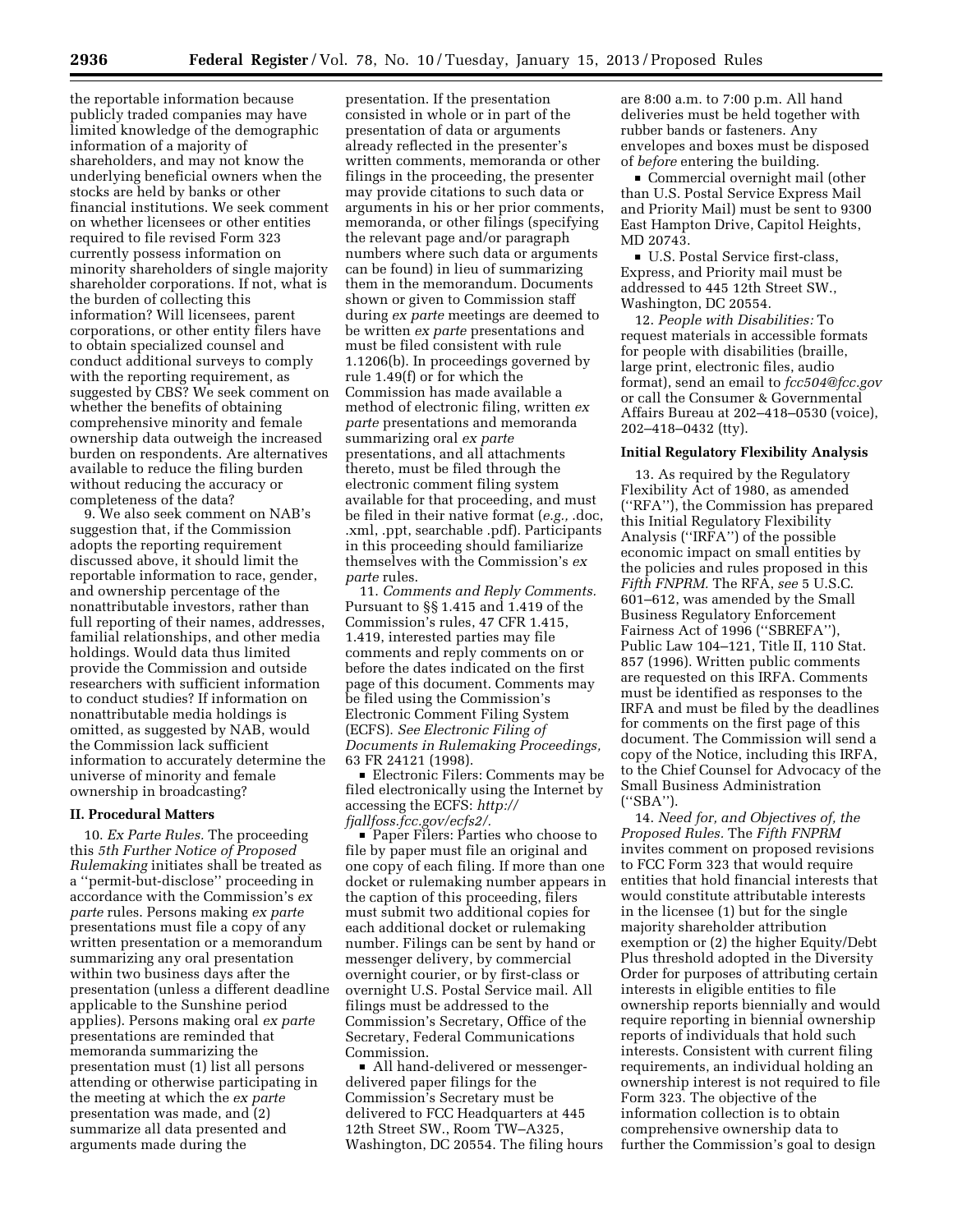the reportable information because publicly traded companies may have limited knowledge of the demographic information of a majority of shareholders, and may not know the underlying beneficial owners when the stocks are held by banks or other financial institutions. We seek comment on whether licensees or other entities required to file revised Form 323 currently possess information on minority shareholders of single majority shareholder corporations. If not, what is the burden of collecting this information? Will licensees, parent corporations, or other entity filers have to obtain specialized counsel and conduct additional surveys to comply with the reporting requirement, as suggested by CBS? We seek comment on whether the benefits of obtaining comprehensive minority and female ownership data outweigh the increased burden on respondents. Are alternatives available to reduce the filing burden without reducing the accuracy or completeness of the data?

9. We also seek comment on NAB's suggestion that, if the Commission adopts the reporting requirement discussed above, it should limit the reportable information to race, gender, and ownership percentage of the nonattributable investors, rather than full reporting of their names, addresses, familial relationships, and other media holdings. Would data thus limited provide the Commission and outside researchers with sufficient information to conduct studies? If information on nonattributable media holdings is omitted, as suggested by NAB, would the Commission lack sufficient information to accurately determine the universe of minority and female ownership in broadcasting?

## II. Procedural Matters

10. *Ex Parte Rules.* The proceeding this *5th Further Notice of Proposed Rulemaking* initiates shall be treated as a ''permit-but-disclose'' proceeding in accordance with the Commission's *ex parte* rules. Persons making *ex parte* presentations must file a copy of any written presentation or a memorandum summarizing any oral presentation within two business days after the presentation (unless a different deadline applicable to the Sunshine period applies). Persons making oral *ex parte* presentations are reminded that memoranda summarizing the presentation must (1) list all persons attending or otherwise participating in the meeting at which the *ex parte* presentation was made, and (2) summarize all data presented and arguments made during the presentation. If the presentation consisted in whole or in part of the presentation of data or arguments already reflected in the presenter's written comments, memoranda or other filings in the proceeding, the presenter may provide citations to such data or arguments in his or her prior comments, memoranda, or other filings (specifying the relevant page and/or paragraph numbers where such data or arguments can be found) in lieu of summarizing them in the memorandum. Documents shown or given to Commission staff during *ex parte* meetings are deemed to be written *ex parte* presentations and must be filed consistent with rule 1.1206(b). In proceedings governed by rule 1.49(f) or for which the Commission has made available a method of electronic filing, written *ex parte* presentations and memoranda summarizing oral *ex parte* presentations, and all attachments thereto, must be filed through the electronic comment filing system available for that proceeding, and must be filed in their native format (*e.g.,* .doc, .xml, .ppt, searchable .pdf). Participants in this proceeding should familiarize themselves with the Commission's *ex parte* rules.

11. *Comments and Reply Comments.* Pursuant to §§ 1.415 and 1.419 of the Commission's rules, 47 CFR 1.415, 1.419, interested parties may file comments and reply comments on or before the dates indicated on the first page of this document. Comments may be filed using the Commission's Electronic Comment Filing System (ECFS). *See Electronic Filing of Documents in Rulemaking Proceedings,* 63 FR 24121 (1998).

- Electronic Filers: Comments may be filed electronically using the Internet by accessing the ECFS: *http://fjallfoss.fcc.gov/ecfs2/.*
- Paper Filers: Parties who choose to file by paper must file an original and one copy of each filing. If more than one docket or rulemaking number appears in the caption of this proceeding, filers must submit two additional copies for each additional docket or rulemaking number. Filings can be sent by hand or messenger delivery, by commercial overnight courier, or by first-class or overnight U.S. Postal Service mail. All filings must be addressed to the Commission's Secretary, Office of the Secretary, Federal Communications Commission.
- All hand-delivered or messenger-delivered paper filings for the Commission's Secretary must be delivered to FCC Headquarters at 445 12th Street SW., Room TW–A325, Washington, DC 20554. The filing hours are 8:00 a.m. to 7:00 p.m. All hand deliveries must be held together with rubber bands or fasteners. Any envelopes and boxes must be disposed of *before* entering the building.
- Commercial overnight mail (other than U.S. Postal Service Express Mail and Priority Mail) must be sent to 9300 East Hampton Drive, Capitol Heights, MD 20743.
- U.S. Postal Service first-class, Express, and Priority mail must be addressed to 445 12th Street SW., Washington, DC 20554.

12. *People with Disabilities:* To request materials in accessible formats for people with disabilities (braille, large print, electronic files, audio format), send an email to *fcc504@fcc.gov* or call the Consumer & Governmental Affairs Bureau at 202–418–0530 (voice), 202–418–0432 (tty).

## Initial Regulatory Flexibility Analysis

13. As required by the Regulatory Flexibility Act of 1980, as amended (''RFA''), the Commission has prepared this Initial Regulatory Flexibility Analysis (''IRFA'') of the possible economic impact on small entities by the policies and rules proposed in this *Fifth FNPRM.* The RFA, *see* 5 U.S.C. 601–612, was amended by the Small Business Regulatory Enforcement Fairness Act of 1996 (''SBREFA''), Public Law 104–121, Title II, 110 Stat. 857 (1996). Written public comments are requested on this IRFA. Comments must be identified as responses to the IRFA and must be filed by the deadlines for comments on the first page of this document. The Commission will send a copy of the Notice, including this IRFA, to the Chief Counsel for Advocacy of the Small Business Administration (''SBA'').

14. *Need for, and Objectives of, the Proposed Rules.* The *Fifth FNPRM* invites comment on proposed revisions to FCC Form 323 that would require entities that hold financial interests that would constitute attributable interests in the licensee (1) but for the single majority shareholder attribution exemption or (2) the higher Equity/Debt Plus threshold adopted in the Diversity Order for purposes of attributing certain interests in eligible entities to file ownership reports biennially and would require reporting in biennial ownership reports of individuals that hold such interests. Consistent with current filing requirements, an individual holding an ownership interest is not required to file Form 323. The objective of the information collection is to obtain comprehensive ownership data to further the Commission's goal to design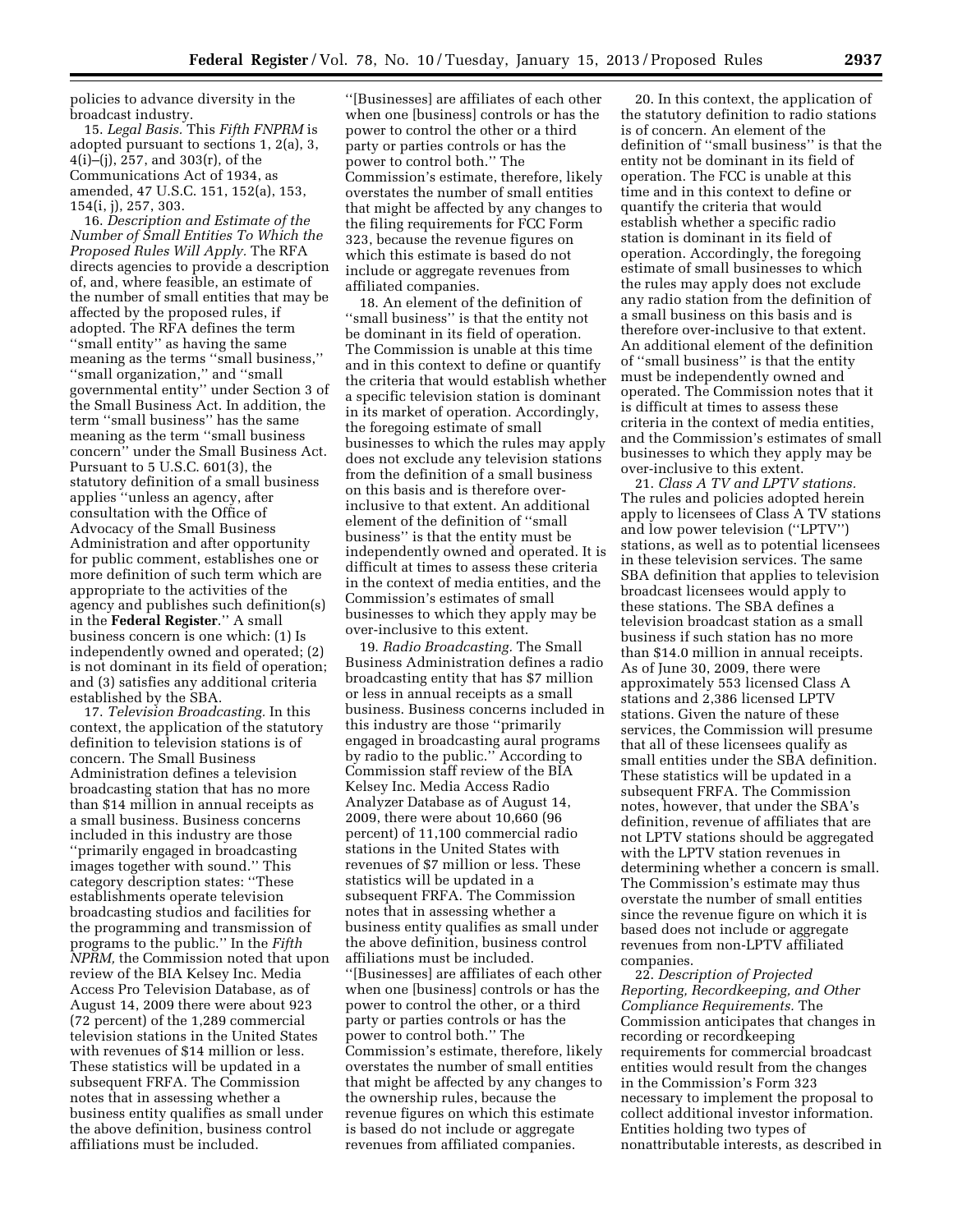policies to advance diversity in the broadcast industry.

15. *Legal Basis.* This *Fifth FNPRM* is adopted pursuant to sections 1, 2(a), 3, 4(i)–(j), 257, and 303(r), of the Communications Act of 1934, as amended, 47 U.S.C. 151, 152(a), 153, 154(i, j), 257, 303.

16. *Description and Estimate of the Number of Small Entities To Which the Proposed Rules Will Apply.* The RFA directs agencies to provide a description of, and, where feasible, an estimate of the number of small entities that may be affected by the proposed rules, if adopted. The RFA defines the term ''small entity'' as having the same meaning as the terms ''small business,'' ''small organization,'' and ''small governmental entity'' under Section 3 of the Small Business Act. In addition, the term ''small business'' has the same meaning as the term ''small business concern'' under the Small Business Act. Pursuant to 5 U.S.C. 601(3), the statutory definition of a small business applies ''unless an agency, after consultation with the Office of Advocacy of the Small Business Administration and after opportunity for public comment, establishes one or more definition of such term which are appropriate to the activities of the agency and publishes such definition(s) in the **Federal Register**.'' A small business concern is one which: (1) Is independently owned and operated; (2) is not dominant in its field of operation; and (3) satisfies any additional criteria established by the SBA.

17. *Television Broadcasting.* In this context, the application of the statutory definition to television stations is of concern. The Small Business Administration defines a television broadcasting station that has no more than $14 million in annual receipts as a small business. Business concerns included in this industry are those ''primarily engaged in broadcasting images together with sound.'' This category description states: ''These establishments operate television broadcasting studios and facilities for the programming and transmission of programs to the public.'' In the *Fifth NPRM,* the Commission noted that upon review of the BIA Kelsey Inc. Media Access Pro Television Database, as of August 14, 2009 there were about 923 (72 percent) of the 1,289 commercial television stations in the United States with revenues of $14 million or less. These statistics will be updated in a subsequent FRFA. The Commission notes that in assessing whether a business entity qualifies as small under the above definition, business control affiliations must be included. ''[Businesses] are affiliates of each other when one [business] controls or has the power to control the other or a third party or parties controls or has the power to control both.'' The Commission's estimate, therefore, likely overstates the number of small entities that might be affected by any changes to the filing requirements for FCC Form 323, because the revenue figures on which this estimate is based do not include or aggregate revenues from affiliated companies.

18. An element of the definition of ''small business'' is that the entity not be dominant in its field of operation. The Commission is unable at this time and in this context to define or quantify the criteria that would establish whether a specific television station is dominant in its market of operation. Accordingly, the foregoing estimate of small businesses to which the rules may apply does not exclude any television stations from the definition of a small business on this basis and is therefore over-inclusive to that extent. An additional element of the definition of ''small business'' is that the entity must be independently owned and operated. It is difficult at times to assess these criteria in the context of media entities, and the Commission's estimates of small businesses to which they apply may be over-inclusive to this extent.

19. *Radio Broadcasting.* The Small Business Administration defines a radio broadcasting entity that has $7 million or less in annual receipts as a small business. Business concerns included in this industry are those ''primarily engaged in broadcasting aural programs by radio to the public.'' According to Commission staff review of the BIA Kelsey Inc. Media Access Radio Analyzer Database as of August 14, 2009, there were about 10,660 (96 percent) of 11,100 commercial radio stations in the United States with revenues of $7 million or less. These statistics will be updated in a subsequent FRFA. The Commission notes that in assessing whether a business entity qualifies as small under the above definition, business control affiliations must be included. ''[Businesses] are affiliates of each other when one [business] controls or has the power to control the other, or a third party or parties controls or has the power to control both.'' The Commission's estimate, therefore, likely overstates the number of small entities that might be affected by any changes to the ownership rules, because the revenue figures on which this estimate is based do not include or aggregate revenues from affiliated companies.

20. In this context, the application of the statutory definition to radio stations is of concern. An element of the definition of ''small business'' is that the entity not be dominant in its field of operation. The FCC is unable at this time and in this context to define or quantify the criteria that would establish whether a specific radio station is dominant in its field of operation. Accordingly, the foregoing estimate of small businesses to which the rules may apply does not exclude any radio station from the definition of a small business on this basis and is therefore over-inclusive to that extent. An additional element of the definition of ''small business'' is that the entity must be independently owned and operated. The Commission notes that it is difficult at times to assess these criteria in the context of media entities, and the Commission's estimates of small businesses to which they apply may be over-inclusive to this extent.

21. *Class A TV and LPTV stations.* The rules and policies adopted herein apply to licensees of Class A TV stations and low power television (''LPTV'') stations, as well as to potential licensees in these television services. The same SBA definition that applies to television broadcast licensees would apply to these stations. The SBA defines a television broadcast station as a small business if such station has no more than $14.0 million in annual receipts. As of June 30, 2009, there were approximately 553 licensed Class A stations and 2,386 licensed LPTV stations. Given the nature of these services, the Commission will presume that all of these licensees qualify as small entities under the SBA definition. These statistics will be updated in a subsequent FRFA. The Commission notes, however, that under the SBA's definition, revenue of affiliates that are not LPTV stations should be aggregated with the LPTV station revenues in determining whether a concern is small. The Commission's estimate may thus overstate the number of small entities since the revenue figure on which it is based does not include or aggregate revenues from non-LPTV affiliated companies.

22. *Description of Projected Reporting, Recordkeeping, and Other Compliance Requirements.* The Commission anticipates that changes in recording or recordkeeping requirements for commercial broadcast entities would result from the changes in the Commission's Form 323 necessary to implement the proposal to collect additional investor information. Entities holding two types of nonattributable interests, as described in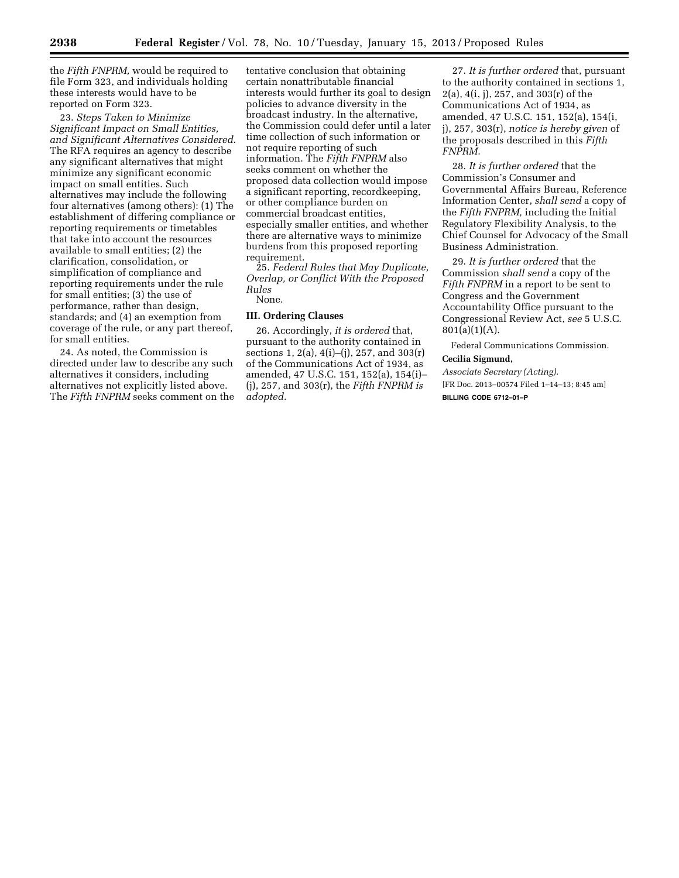the *Fifth FNPRM,* would be required to file Form 323, and individuals holding these interests would have to be reported on Form 323.

23. *Steps Taken to Minimize Significant Impact on Small Entities, and Significant Alternatives Considered.* The RFA requires an agency to describe any significant alternatives that might minimize any significant economic impact on small entities. Such alternatives may include the following four alternatives (among others): (1) The establishment of differing compliance or reporting requirements or timetables that take into account the resources available to small entities; (2) the clarification, consolidation, or simplification of compliance and reporting requirements under the rule for small entities; (3) the use of performance, rather than design, standards; and (4) an exemption from coverage of the rule, or any part thereof, for small entities.

24. As noted, the Commission is directed under law to describe any such alternatives it considers, including alternatives not explicitly listed above. The *Fifth FNPRM* seeks comment on the tentative conclusion that obtaining certain nonattributable financial interests would further its goal to design policies to advance diversity in the broadcast industry. In the alternative, the Commission could defer until a later time collection of such information or not require reporting of such information. The *Fifth FNPRM* also seeks comment on whether the proposed data collection would impose a significant reporting, recordkeeping, or other compliance burden on commercial broadcast entities, especially smaller entities, and whether there are alternative ways to minimize burdens from this proposed reporting requirement.

25. *Federal Rules that May Duplicate, Overlap, or Conflict With the Proposed Rules*

None.

## III. Ordering Clauses

26. Accordingly, *it is ordered* that, pursuant to the authority contained in sections 1, 2(a), 4(i)–(j), 257, and 303(r) of the Communications Act of 1934, as amended, 47 U.S.C. 151, 152(a), 154(i)–(j), 257, and 303(r), the *Fifth FNPRM is adopted.*

27. *It is further ordered* that, pursuant to the authority contained in sections 1, 2(a), 4(i, j), 257, and 303(r) of the Communications Act of 1934, as amended, 47 U.S.C. 151, 152(a), 154(i, j), 257, 303(r), *notice is hereby given* of the proposals described in this *Fifth FNPRM.*

28. *It is further ordered* that the Commission's Consumer and Governmental Affairs Bureau, Reference Information Center, *shall send* a copy of the *Fifth FNPRM,* including the Initial Regulatory Flexibility Analysis, to the Chief Counsel for Advocacy of the Small Business Administration.

29. *It is further ordered* that the Commission *shall send* a copy of the *Fifth FNPRM* in a report to be sent to Congress and the Government Accountability Office pursuant to the Congressional Review Act, *see* 5 U.S.C. 801(a)(1)(A).

Federal Communications Commission.

**Cecilia Sigmund,**

*Associate Secretary (Acting).*

[FR Doc. 2013–00574 Filed 1–14–13; 8:45 am]

**BILLING CODE 6712–01–P**